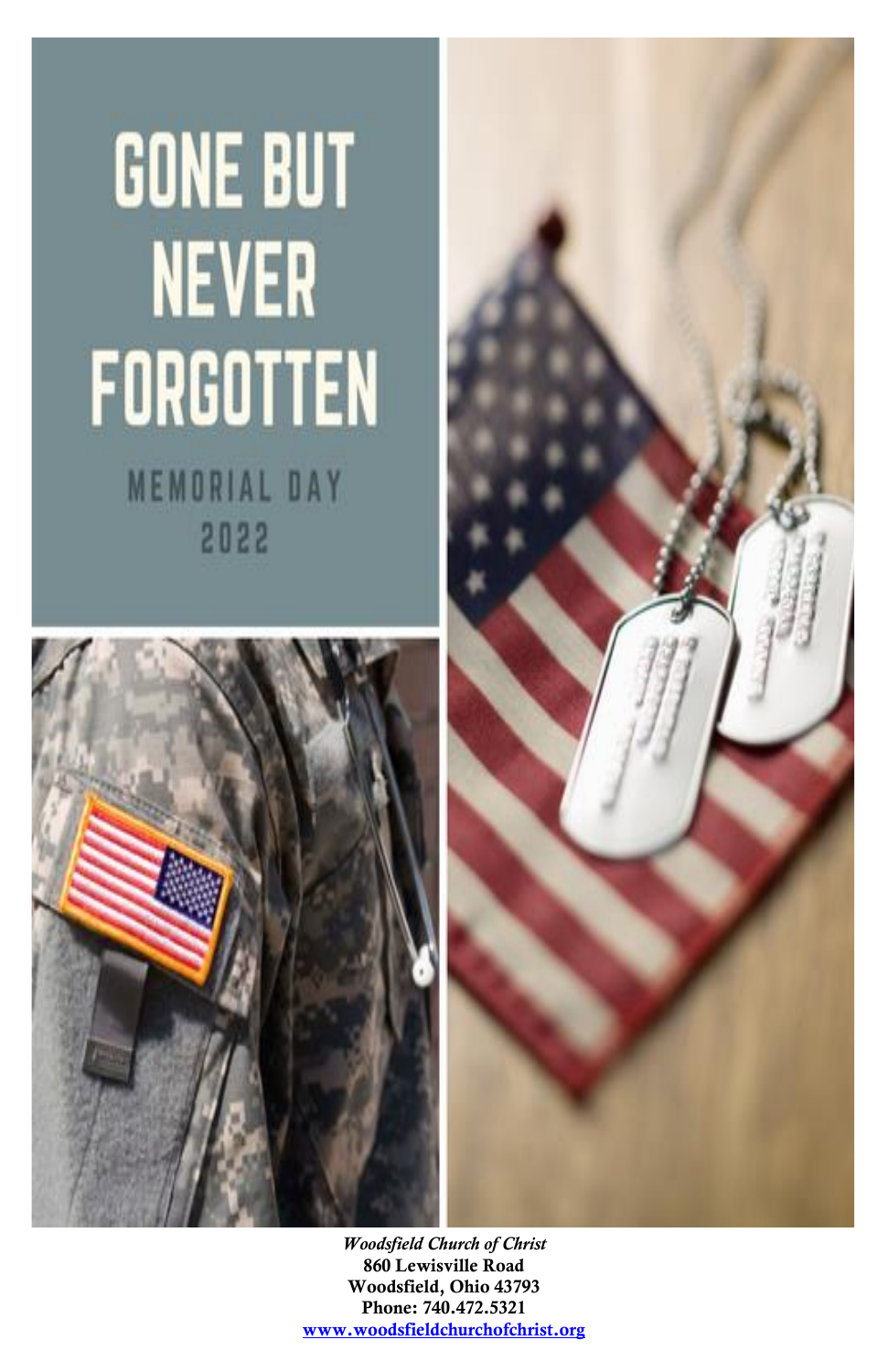# GONE BUT NEVER FORGOTTEN

MEMORIAL DAY

2022

*Woodsfield Church of Christ*

**860 Lewisville Road**

**Woodsfield, Ohio 43793**

**Phone: 740.472.5321**

**www.woodsfieldchurchofchrist.org**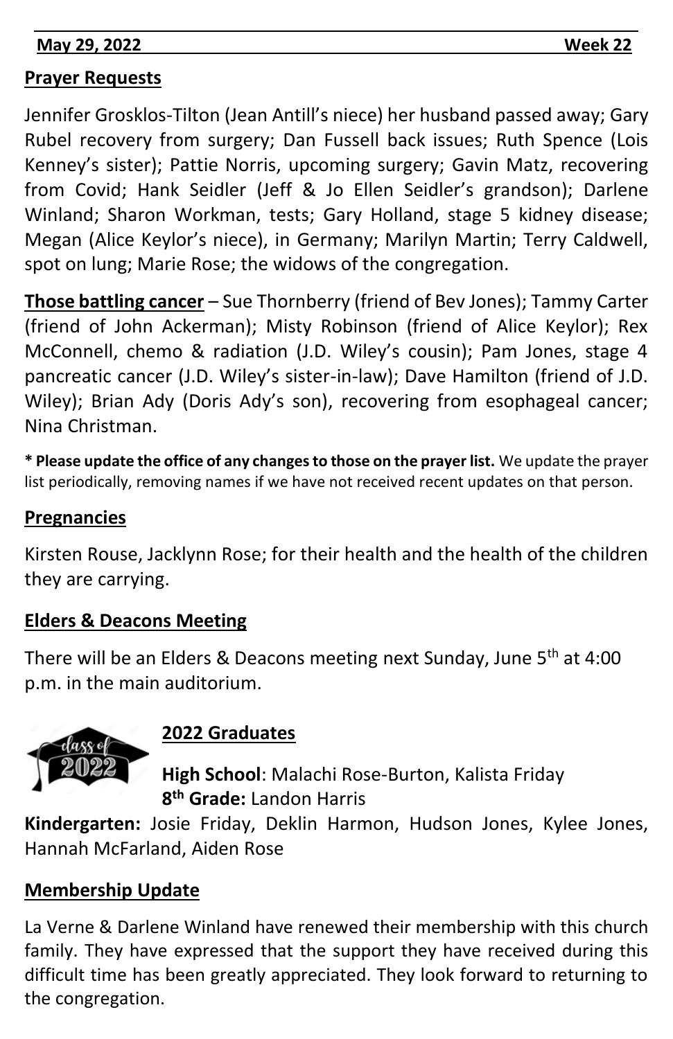**May 29, 2022** **Week 22**

## Prayer Requests

Jennifer Grosklos-Tilton (Jean Antill's niece) her husband passed away; Gary Rubel recovery from surgery; Dan Fussell back issues; Ruth Spence (Lois Kenney's sister); Pattie Norris, upcoming surgery; Gavin Matz, recovering from Covid; Hank Seidler (Jeff & Jo Ellen Seidler's grandson); Darlene Winland; Sharon Workman, tests; Gary Holland, stage 5 kidney disease; Megan (Alice Keylor's niece), in Germany; Marilyn Martin; Terry Caldwell, spot on lung; Marie Rose; the widows of the congregation.

**Those battling cancer** – Sue Thornberry (friend of Bev Jones); Tammy Carter (friend of John Ackerman); Misty Robinson (friend of Alice Keylor); Rex McConnell, chemo & radiation (J.D. Wiley's cousin); Pam Jones, stage 4 pancreatic cancer (J.D. Wiley's sister-in-law); Dave Hamilton (friend of J.D. Wiley); Brian Ady (Doris Ady's son), recovering from esophageal cancer; Nina Christman.

**\* Please update the office of any changes to those on the prayer list.** We update the prayer list periodically, removing names if we have not received recent updates on that person.

## Pregnancies

Kirsten Rouse, Jacklynn Rose; for their health and the health of the children they are carrying.

## Elders & Deacons Meeting

There will be an Elders & Deacons meeting next Sunday, June 5th at 4:00 p.m. in the main auditorium.

## 2022 Graduates

**High School**: Malachi Rose-Burton, Kalista Friday
**8th Grade:** Landon Harris
**Kindergarten:** Josie Friday, Deklin Harmon, Hudson Jones, Kylee Jones, Hannah McFarland, Aiden Rose

## Membership Update

La Verne & Darlene Winland have renewed their membership with this church family. They have expressed that the support they have received during this difficult time has been greatly appreciated. They look forward to returning to the congregation.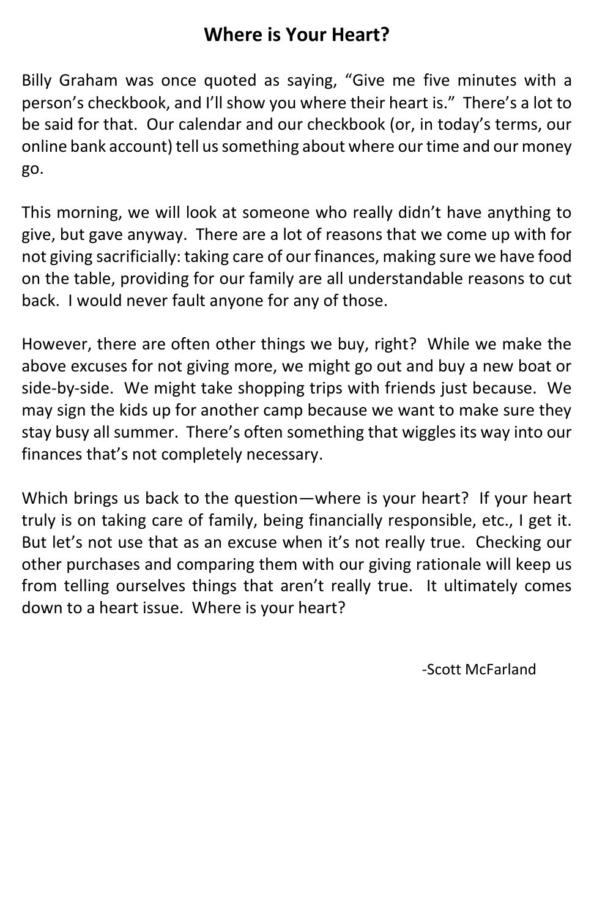# Where is Your Heart?

Billy Graham was once quoted as saying, "Give me five minutes with a person's checkbook, and I'll show you where their heart is." There's a lot to be said for that. Our calendar and our checkbook (or, in today's terms, our online bank account) tell us something about where our time and our money go.

This morning, we will look at someone who really didn't have anything to give, but gave anyway. There are a lot of reasons that we come up with for not giving sacrificially: taking care of our finances, making sure we have food on the table, providing for our family are all understandable reasons to cut back. I would never fault anyone for any of those.

However, there are often other things we buy, right? While we make the above excuses for not giving more, we might go out and buy a new boat or side-by-side. We might take shopping trips with friends just because. We may sign the kids up for another camp because we want to make sure they stay busy all summer. There's often something that wiggles its way into our finances that's not completely necessary.

Which brings us back to the question—where is your heart? If your heart truly is on taking care of family, being financially responsible, etc., I get it. But let's not use that as an excuse when it's not really true. Checking our other purchases and comparing them with our giving rationale will keep us from telling ourselves things that aren't really true. It ultimately comes down to a heart issue. Where is your heart?

-Scott McFarland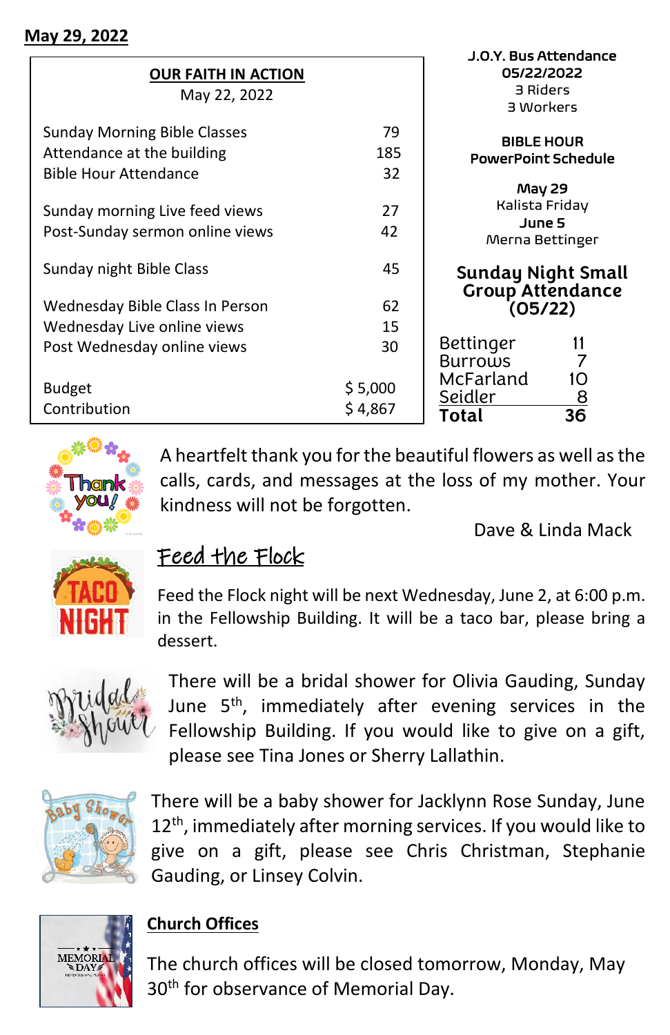**May 29, 2022**

## OUR FAITH IN ACTION

May 22, 2022

| | |
|---|---|
| Sunday Morning Bible Classes | 79 |
| Attendance at the building | 185 |
| Bible Hour Attendance | 32 |
| Sunday morning Live feed views | 27 |
| Post-Sunday sermon online views | 42 |
| Sunday night Bible Class | 45 |
| Wednesday Bible Class In Person | 62 |
| Wednesday Live online views | 15 |
| Post Wednesday online views | 30 |
| Budget | $ 5,000 |
| Contribution | $ 4,867 |

**J.O.Y. Bus Attendance**
**05/22/2022**
3 Riders
3 Workers

**BIBLE HOUR**
**PowerPoint Schedule**

**May 29**
Kalista Friday
**June 5**
Merna Bettinger

**Sunday Night Small Group Attendance (05/22)**

| | |
|---|---|
| Bettinger | 11 |
| Burrows | 7 |
| McFarland | 10 |
| Seidler | 8 |
| **Total** | **36** |

A heartfelt thank you for the beautiful flowers as well as the calls, cards, and messages at the loss of my mother. Your kindness will not be forgotten.

Dave & Linda Mack

## Feed the Flock

Feed the Flock night will be next Wednesday, June 2, at 6:00 p.m. in the Fellowship Building. It will be a taco bar, please bring a dessert.

There will be a bridal shower for Olivia Gauding, Sunday June 5th, immediately after evening services in the Fellowship Building. If you would like to give on a gift, please see Tina Jones or Sherry Lallathin.

There will be a baby shower for Jacklynn Rose Sunday, June 12th, immediately after morning services. If you would like to give on a gift, please see Chris Christman, Stephanie Gauding, or Linsey Colvin.

## Church Offices

The church offices will be closed tomorrow, Monday, May 30th for observance of Memorial Day.